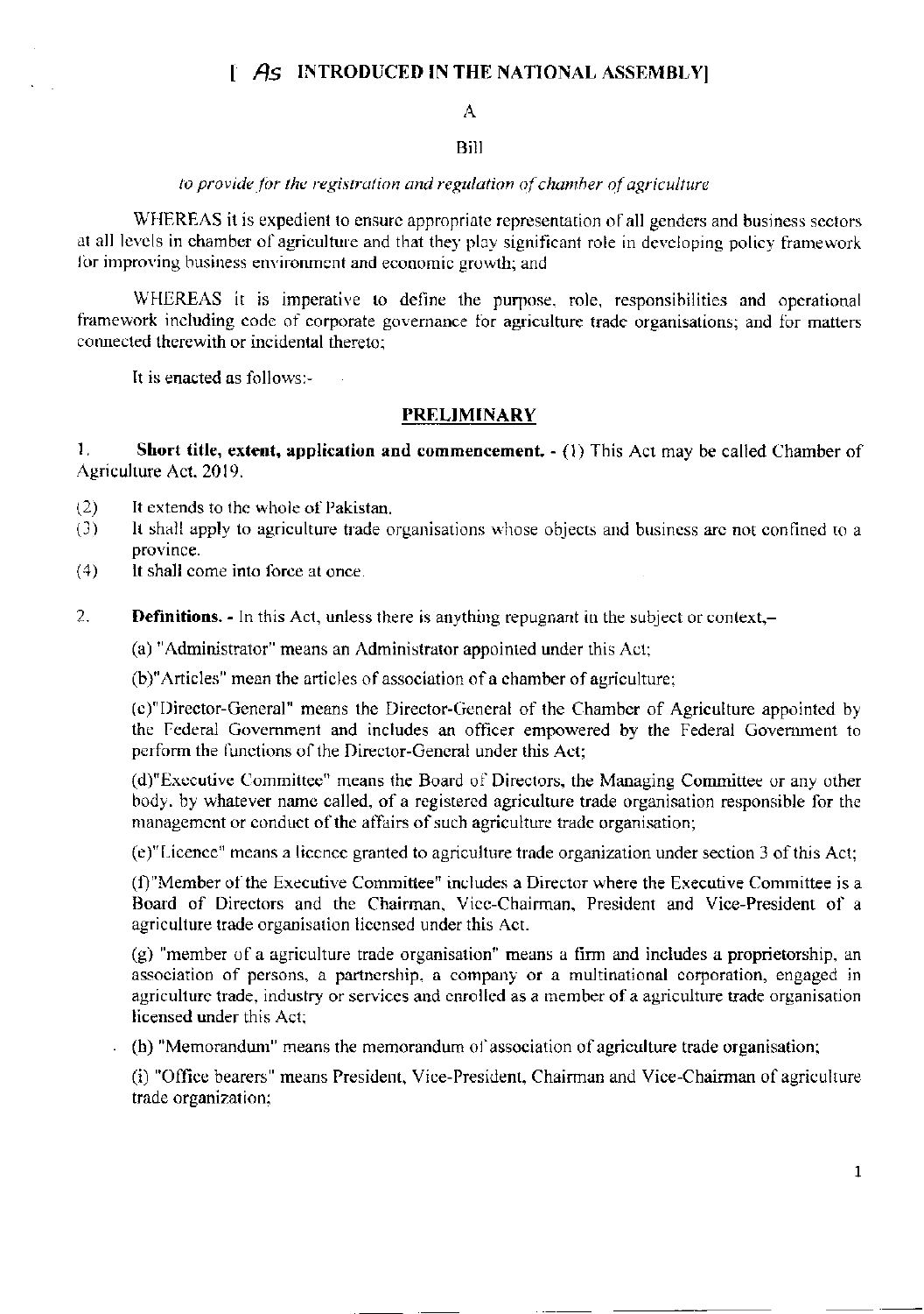[ *As* INTRODUCED IN THE NATIONAL ASSEMBLY]

A

Bill

*to provide for the registration and regulation of chamber of agriculture*

WHEREAS it is expedient to ensure appropriate representation of all genders and business sectors at all levels in chamber of agriculture and that they play significant role in developing policy framework for improving business environment and economic growth; and

WHEREAS it is imperative to define the purpose, role, responsibilities and operational framework including code of corporate governance for agriculture trade organisations; and for matters connected therewith or incidental thereto;

It is enacted as follows:-

## PRELIMINARY

1. **Short title, extent, application and commencement.** - (1) This Act may be called Chamber of Agriculture Act, 2019.

(2) It extends to the whole of Pakistan.

(3) It shall apply to agriculture trade organisations whose objects and business are not confined to a province.

(4) It shall come into force at once.

2. **Definitions.** - In this Act, unless there is anything repugnant in the subject or context,–

(a) "Administrator" means an Administrator appointed under this Act;

(b)"Articles" mean the articles of association of a chamber of agriculture;

(c)"Director-General" means the Director-General of the Chamber of Agriculture appointed by the Federal Government and includes an officer empowered by the Federal Government to perform the functions of the Director-General under this Act;

(d)"Executive Committee" means the Board of Directors, the Managing Committee or any other body, by whatever name called, of a registered agriculture trade organisation responsible for the management or conduct of the affairs of such agriculture trade organisation;

(e)"Licence" means a licence granted to agriculture trade organization under section 3 of this Act;

(f)"Member of the Executive Committee" includes a Director where the Executive Committee is a Board of Directors and the Chairman, Vice-Chairman, President and Vice-President of a agriculture trade organisation licensed under this Act.

(g) "member of a agriculture trade organisation" means a firm and includes a proprietorship, an association of persons, a partnership, a company or a multinational corporation, engaged in agriculture trade, industry or services and enrolled as a member of a agriculture trade organisation licensed under this Act;

(h) "Memorandum" means the memorandum of association of agriculture trade organisation;

(i) "Office bearers" means President, Vice-President, Chairman and Vice-Chairman of agriculture trade organization;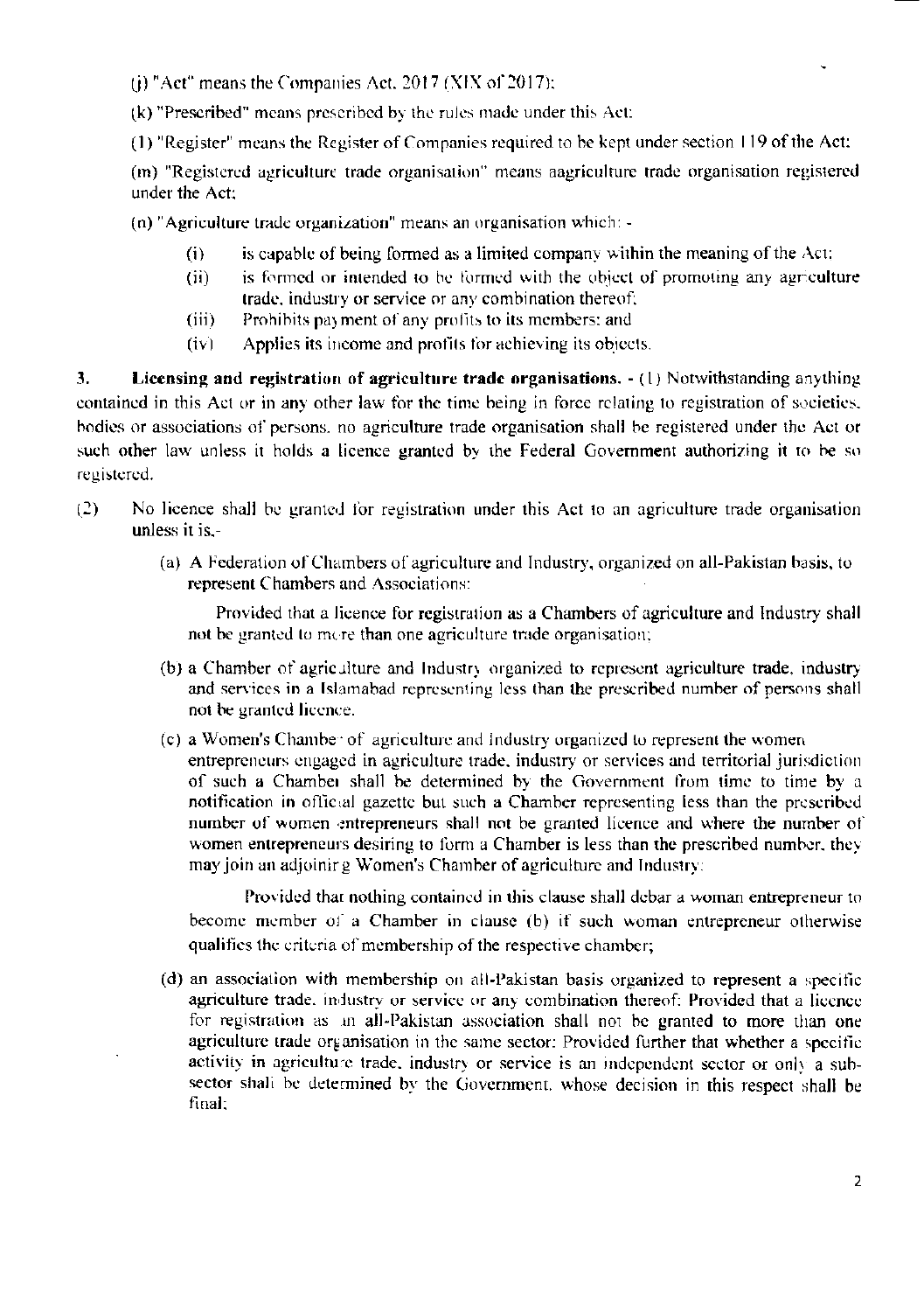(j) "Act" means the Companies Act, 2017 (XIX of 2017);

(k) "Prescribed" means prescribed by the rules made under this Act;

(l) "Register" means the Register of Companies required to be kept under section 119 of the Act;

(m) "Registered agriculture trade organisation" means aagriculture trade organisation registered under the Act;

(n) "Agriculture trade organization" means an organisation which: -

- (i) is capable of being formed as a limited company within the meaning of the Act;
- (ii) is formed or intended to be formed with the object of promoting any agriculture trade, industry or service or any combination thereof;
- (iii) Prohibits payment of any profits to its members; and
- (iv) Applies its income and profits for achieving its objects.

**3. Licensing and registration of agriculture trade organisations.** - (1) Notwithstanding anything contained in this Act or in any other law for the time being in force relating to registration of societies, bodies or associations of persons, no agriculture trade organisation shall be registered under the Act or such other law unless it holds a licence granted by the Federal Government authorizing it to be so registered.

(2) No licence shall be granted for registration under this Act to an agriculture trade organisation unless it is,-

(a) A Federation of Chambers of agriculture and Industry, organized on all-Pakistan basis, to represent Chambers and Associations:

Provided that a licence for registration as a Chambers of agriculture and Industry shall not be granted to more than one agriculture trade organisation;

(b) a Chamber of agriculture and Industry organized to represent agriculture trade, industry and services in a Islamabad representing less than the prescribed number of persons shall not be granted licence.

(c) a Women's Chamber of agriculture and Industry organized to represent the women entrepreneurs engaged in agriculture trade, industry or services and territorial jurisdiction of such a Chamber shall be determined by the Government from time to time by a notification in official gazette but such a Chamber representing less than the prescribed number of women entrepreneurs shall not be granted licence and where the number of women entrepreneurs desiring to form a Chamber is less than the prescribed number, they may join an adjoining Women's Chamber of agriculture and Industry:

Provided that nothing contained in this clause shall debar a woman entrepreneur to become member of a Chamber in clause (b) if such woman entrepreneur otherwise qualifies the criteria of membership of the respective chamber;

(d) an association with membership on all-Pakistan basis organized to represent a specific agriculture trade, industry or service or any combination thereof: Provided that a licence for registration as an all-Pakistan association shall not be granted to more than one agriculture trade organisation in the same sector: Provided further that whether a specific activity in agriculture trade, industry or service is an independent sector or only a sub-sector shall be determined by the Government, whose decision in this respect shall be final;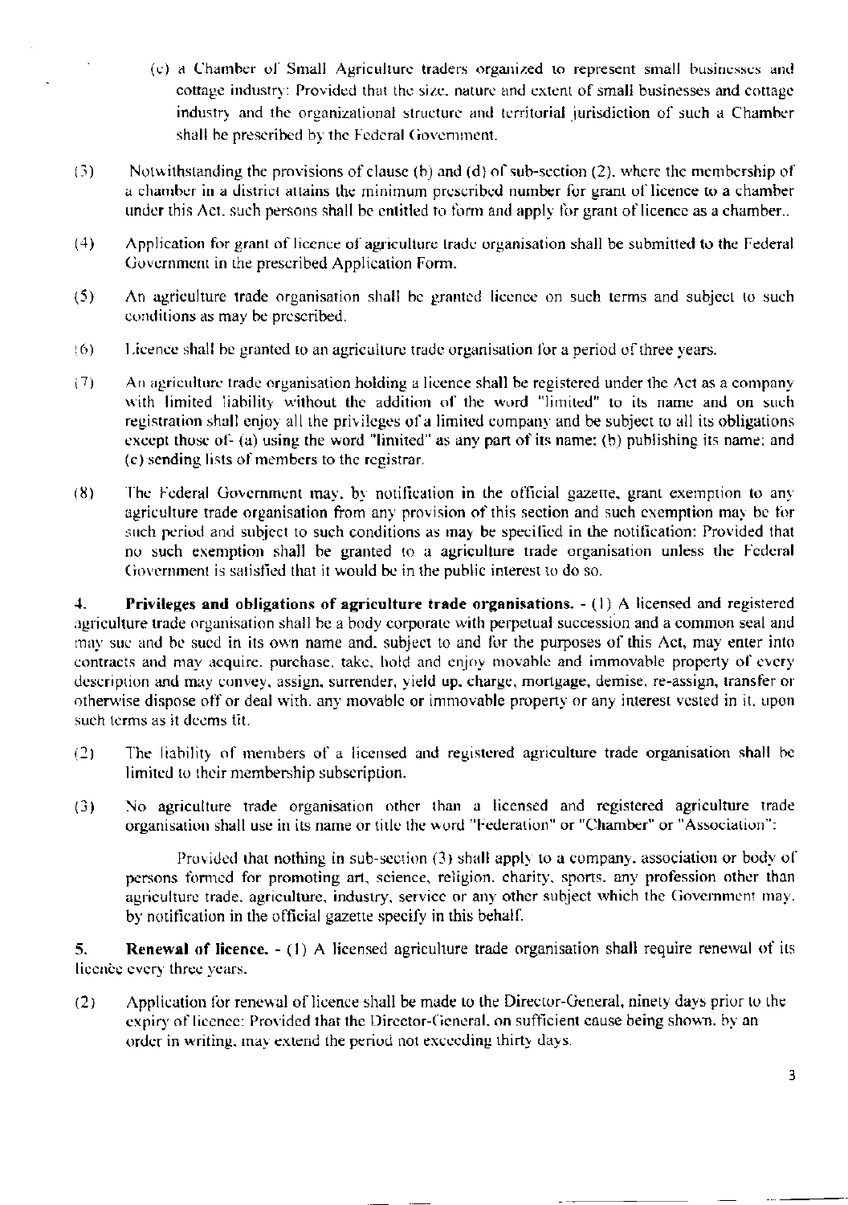(e) a Chamber of Small Agriculture traders organized to represent small businesses and cottage industry: Provided that the size, nature and extent of small businesses and cottage industry and the organizational structure and territorial jurisdiction of such a Chamber shall be prescribed by the Federal Government.

(3) Notwithstanding the provisions of clause (b) and (d) of sub-section (2), where the membership of a chamber in a district attains the minimum prescribed number for grant of licence to a chamber under this Act, such persons shall be entitled to form and apply for grant of licence as a chamber..

(4) Application for grant of licence of agriculture trade organisation shall be submitted to the Federal Government in the prescribed Application Form.

(5) An agriculture trade organisation shall be granted licence on such terms and subject to such conditions as may be prescribed.

(6) Licence shall be granted to an agriculture trade organisation for a period of three years.

(7) An agriculture trade organisation holding a licence shall be registered under the Act as a company with limited liability without the addition of the word "limited" to its name and on such registration shall enjoy all the privileges of a limited company and be subject to all its obligations except those of- (a) using the word "limited" as any part of its name; (b) publishing its name; and (c) sending lists of members to the registrar.

(8) The Federal Government may, by notification in the official gazette, grant exemption to any agriculture trade organisation from any provision of this section and such exemption may be for such period and subject to such conditions as may be specified in the notification: Provided that no such exemption shall be granted to a agriculture trade organisation unless the Federal Government is satisfied that it would be in the public interest to do so.

**4. Privileges and obligations of agriculture trade organisations.** - (1) A licensed and registered agriculture trade organisation shall be a body corporate with perpetual succession and a common seal and may sue and be sued in its own name and, subject to and for the purposes of this Act, may enter into contracts and may acquire, purchase, take, hold and enjoy movable and immovable property of every description and may convey, assign, surrender, yield up, charge, mortgage, demise, re-assign, transfer or otherwise dispose off or deal with, any movable or immovable property or any interest vested in it, upon such terms as it deems fit.

(2) The liability of members of a licensed and registered agriculture trade organisation shall be limited to their membership subscription.

(3) No agriculture trade organisation other than a licensed and registered agriculture trade organisation shall use in its name or title the word "Federation" or "Chamber" or "Association":

Provided that nothing in sub-section (3) shall apply to a company, association or body of persons formed for promoting art, science, religion, charity, sports, any profession other than agriculture trade, agriculture, industry, service or any other subject which the Government may, by notification in the official gazette specify in this behalf.

**5. Renewal of licence.** - (1) A licensed agriculture trade organisation shall require renewal of its licence every three years.

(2) Application for renewal of licence shall be made to the Director-General, ninety days prior to the expiry of licence: Provided that the Director-General, on sufficient cause being shown, by an order in writing, may extend the period not exceeding thirty days.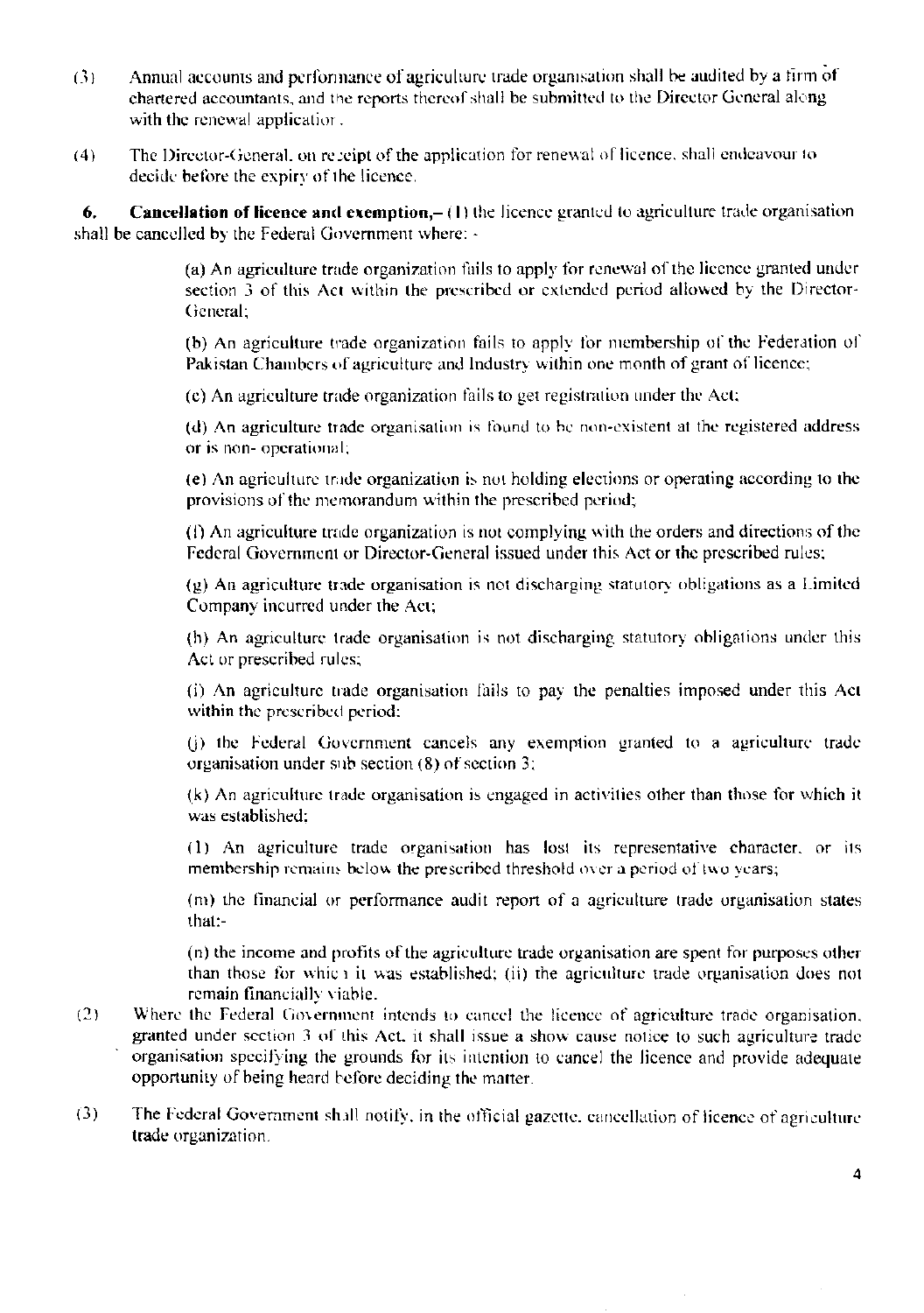(3) Annual accounts and performance of agriculture trade organisation shall be audited by a firm of chartered accountants, and the reports thereof shall be submitted to the Director General along with the renewal application.

(4) The Director-General, on receipt of the application for renewal of licence, shall endeavour to decide before the expiry of the licence.

**6. Cancellation of licence and exemption,–** (1) the licence granted to agriculture trade organisation shall be cancelled by the Federal Government where: -

(a) An agriculture trade organization fails to apply for renewal of the licence granted under section 3 of this Act within the prescribed or extended period allowed by the Director-General;

(b) An agriculture trade organization fails to apply for membership of the Federation of Pakistan Chambers of agriculture and Industry within one month of grant of licence;

(c) An agriculture trade organization fails to get registration under the Act;

(d) An agriculture trade organisation is found to be non-existent at the registered address or is non- operational;

(e) An agriculture trade organization is not holding elections or operating according to the provisions of the memorandum within the prescribed period;

(f) An agriculture trade organization is not complying with the orders and directions of the Federal Government or Director-General issued under this Act or the prescribed rules;

(g) An agriculture trade organisation is not discharging statutory obligations as a Limited Company incurred under the Act;

(h) An agriculture trade organisation is not discharging statutory obligations under this Act or prescribed rules;

(i) An agriculture trade organisation fails to pay the penalties imposed under this Act within the prescribed period;

(j) the Federal Government cancels any exemption granted to a agriculture trade organisation under sub section (8) of section 3;

(k) An agriculture trade organisation is engaged in activities other than those for which it was established;

(l) An agriculture trade organisation has lost its representative character, or its membership remains below the prescribed threshold over a period of two years;

(m) the financial or performance audit report of a agriculture trade organisation states that:-

(n) the income and profits of the agriculture trade organisation are spent for purposes other than those for which it was established; (ii) the agriculture trade organisation does not remain financially viable.

(2) Where the Federal Government intends to cancel the licence of agriculture trade organisation, granted under section 3 of this Act, it shall issue a show cause notice to such agriculture trade organisation specifying the grounds for its intention to cancel the licence and provide adequate opportunity of being heard before deciding the matter.

(3) The Federal Government shall notify, in the official gazette, cancellation of licence of agriculture trade organization.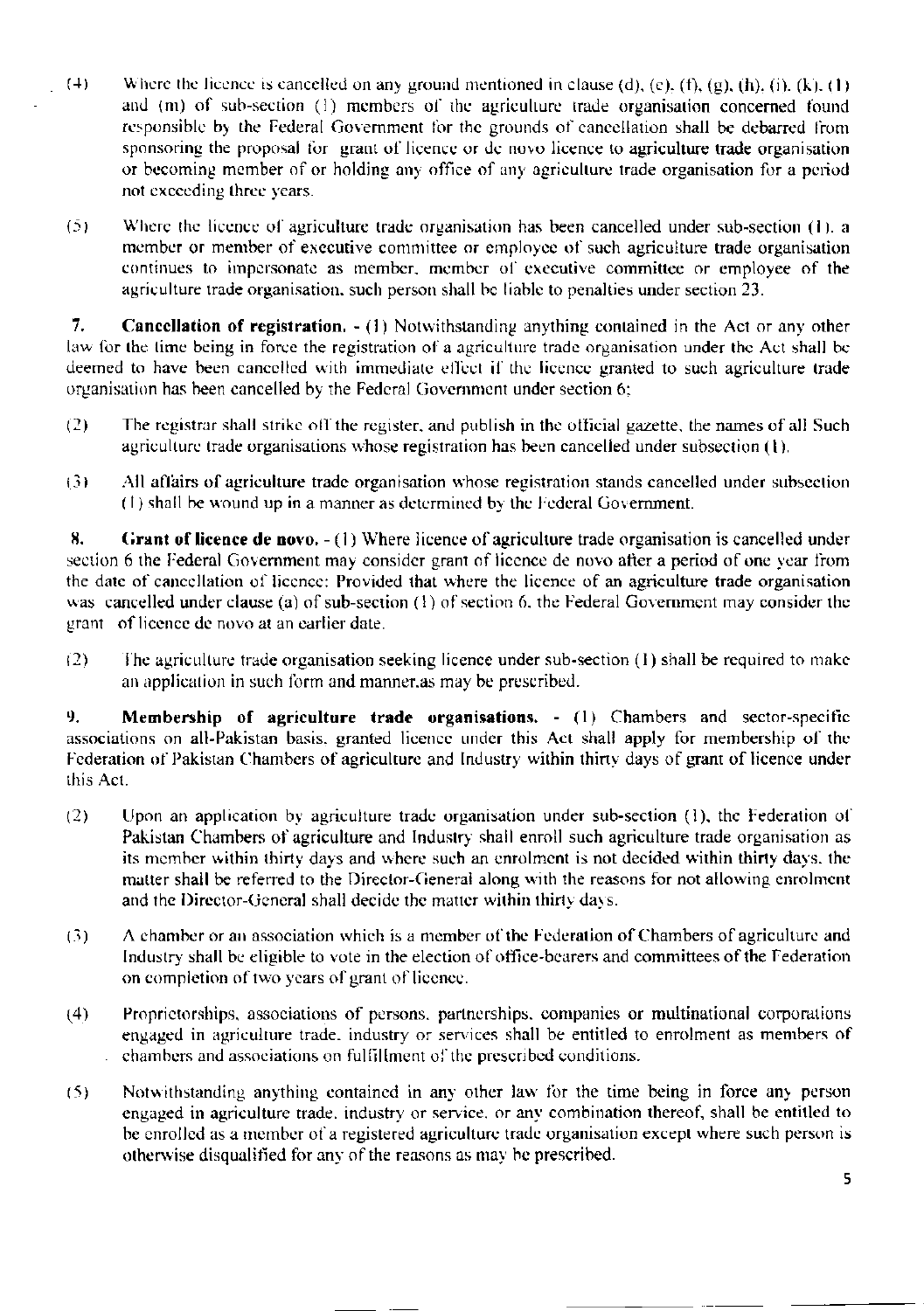(4) Where the licence is cancelled on any ground mentioned in clause (d), (e), (f), (g), (h), (i), (k), (l) and (m) of sub-section (1) members of the agriculture trade organisation concerned found responsible by the Federal Government for the grounds of cancellation shall be debarred from sponsoring the proposal for grant of licence or de novo licence to agriculture trade organisation or becoming member of or holding any office of any agriculture trade organisation for a period not exceeding three years.

(5) Where the licence of agriculture trade organisation has been cancelled under sub-section (1), a member or member of executive committee or employee of such agriculture trade organisation continues to impersonate as member, member of executive committee or employee of the agriculture trade organisation, such person shall be liable to penalties under section 23.

**7. Cancellation of registration.** - (1) Notwithstanding anything contained in the Act or any other law for the time being in force the registration of a agriculture trade organisation under the Act shall be deemed to have been cancelled with immediate effect if the licence granted to such agriculture trade organisation has been cancelled by the Federal Government under section 6;

(2) The registrar shall strike off the register, and publish in the official gazette, the names of all Such agriculture trade organisations whose registration has been cancelled under subsection (1).

(3) All affairs of agriculture trade organisation whose registration stands cancelled under subsection (1) shall be wound up in a manner as determined by the Federal Government.

**8. Grant of licence de novo.** - (1) Where licence of agriculture trade organisation is cancelled under section 6 the Federal Government may consider grant of licence de novo after a period of one year from the date of cancellation of licence: Provided that where the licence of an agriculture trade organisation was cancelled under clause (a) of sub-section (1) of section 6, the Federal Government may consider the grant of licence de novo at an earlier date.

(2) The agriculture trade organisation seeking licence under sub-section (1) shall be required to make an application in such form and manner.as may be prescribed.

**9. Membership of agriculture trade organisations.** - (1) Chambers and sector-specific associations on all-Pakistan basis, granted licence under this Act shall apply for membership of the Federation of Pakistan Chambers of agriculture and Industry within thirty days of grant of licence under this Act.

(2) Upon an application by agriculture trade organisation under sub-section (1), the Federation of Pakistan Chambers of agriculture and Industry shall enroll such agriculture trade organisation as its member within thirty days and where such an enrolment is not decided within thirty days, the matter shall be referred to the Director-General along with the reasons for not allowing enrolment and the Director-General shall decide the matter within thirty days.

(3) A chamber or an association which is a member of the Federation of Chambers of agriculture and Industry shall be eligible to vote in the election of office-bearers and committees of the Federation on completion of two years of grant of licence.

(4) Proprietorships, associations of persons, partnerships, companies or multinational corporations engaged in agriculture trade, industry or services shall be entitled to enrolment as members of chambers and associations on fulfillment of the prescribed conditions.

(5) Notwithstanding anything contained in any other law for the time being in force any person engaged in agriculture trade, industry or service, or any combination thereof, shall be entitled to be enrolled as a member of a registered agriculture trade organisation except where such person is otherwise disqualified for any of the reasons as may be prescribed.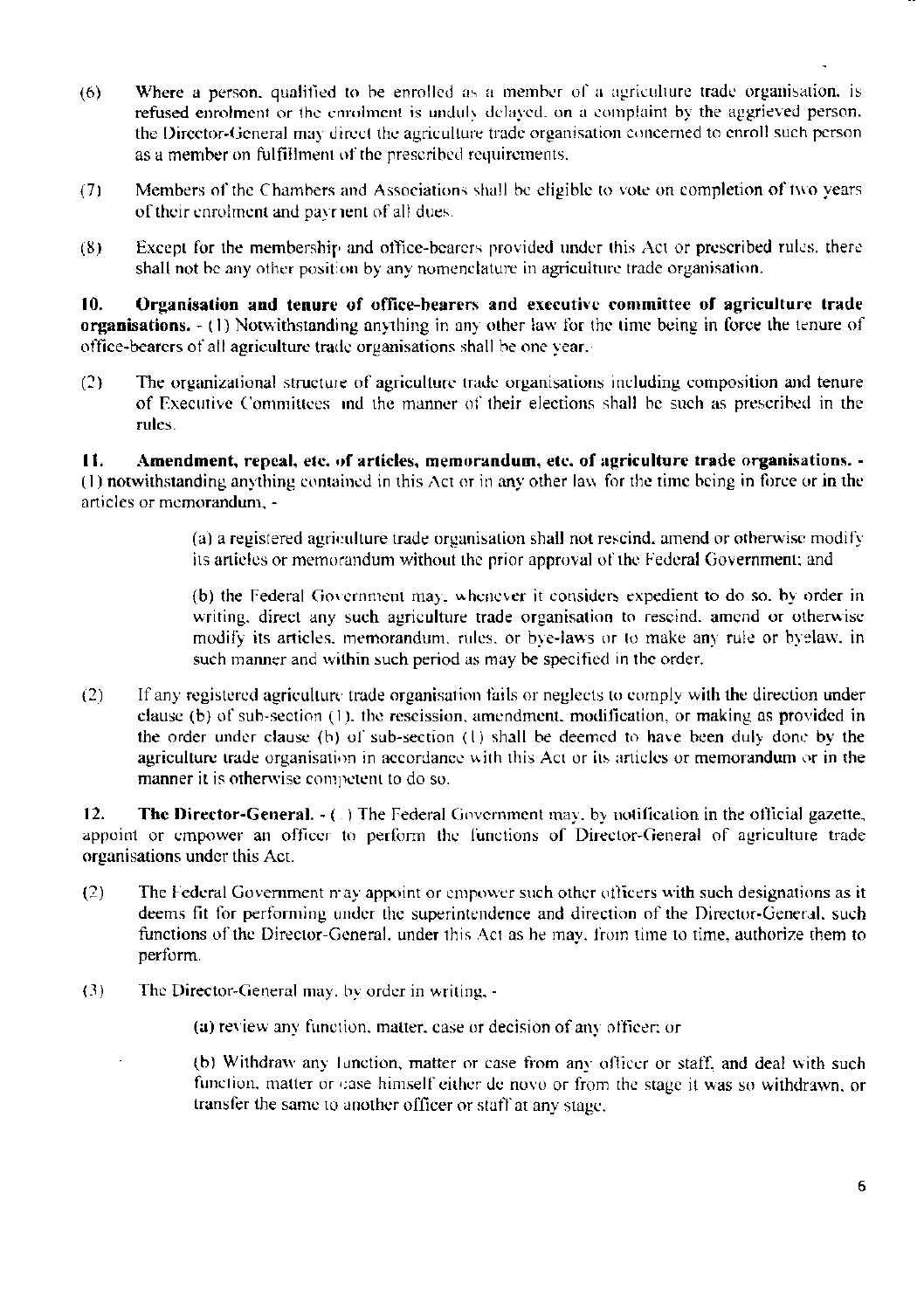(6) Where a person, qualified to be enrolled as a member of a agriculture trade organisation, is refused enrolment or the enrolment is unduly delayed, on a complaint by the aggrieved person, the Director-General may direct the agriculture trade organisation concerned to enroll such person as a member on fulfillment of the prescribed requirements.

(7) Members of the Chambers and Associations shall be eligible to vote on completion of two years of their enrolment and payment of all dues.

(8) Except for the membership and office-bearers provided under this Act or prescribed rules, there shall not be any other position by any nomenclature in agriculture trade organisation.

**10. Organisation and tenure of office-bearers and executive committee of agriculture trade organisations.** - (1) Notwithstanding anything in any other law for the time being in force the tenure of office-bearers of all agriculture trade organisations shall be one year.

(2) The organizational structure of agriculture trade organisations including composition and tenure of Executive Committees and the manner of their elections shall be such as prescribed in the rules.

**11. Amendment, repeal, etc. of articles, memorandum, etc. of agriculture trade organisations.** - (1) notwithstanding anything contained in this Act or in any other law for the time being in force or in the articles or memorandum, -

> (a) a registered agriculture trade organisation shall not rescind, amend or otherwise modify its articles or memorandum without the prior approval of the Federal Government; and
>
> (b) the Federal Government may, whenever it considers expedient to do so, by order in writing, direct any such agriculture trade organisation to rescind, amend or otherwise modify its articles, memorandum, rules, or bye-laws or to make any rule or byelaw, in such manner and within such period as may be specified in the order.

(2) If any registered agriculture trade organisation fails or neglects to comply with the direction under clause (b) of sub-section (1), the rescission, amendment, modification, or making as provided in the order under clause (b) of sub-section (1) shall be deemed to have been duly done by the agriculture trade organisation in accordance with this Act or its articles or memorandum or in the manner it is otherwise competent to do so.

**12. The Director-General.** - ( ) The Federal Government may, by notification in the official gazette, appoint or empower an officer to perform the functions of Director-General of agriculture trade organisations under this Act.

(2) The Federal Government may appoint or empower such other officers with such designations as it deems fit for performing under the superintendence and direction of the Director-General, such functions of the Director-General, under this Act as he may, from time to time, authorize them to perform.

(3) The Director-General may, by order in writing, -

> (a) review any function, matter, case or decision of any officer; or
>
> (b) Withdraw any function, matter or case from any officer or staff, and deal with such function, matter or case himself either de novo or from the stage it was so withdrawn, or transfer the same to another officer or staff at any stage.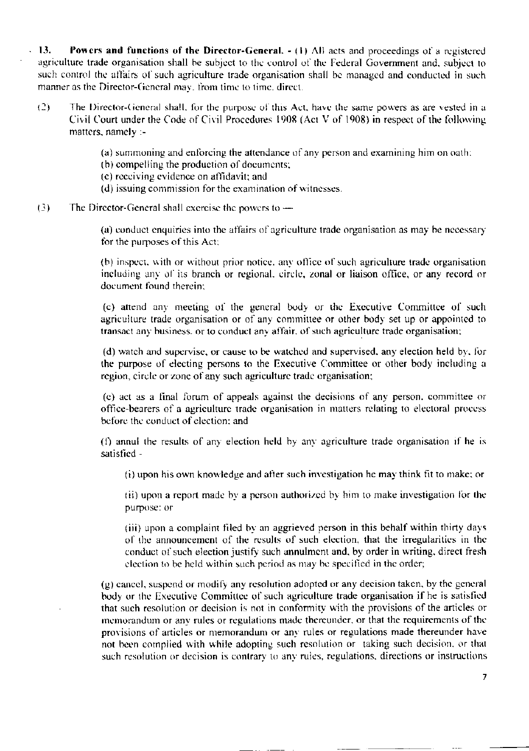**13. Powers and functions of the Director-General.** - (1) All acts and proceedings of a registered agriculture trade organisation shall be subject to the control of the Federal Government and, subject to such control the affairs of such agriculture trade organisation shall be managed and conducted in such manner as the Director-General may, from time to time, direct.

(2) The Director-General shall, for the purpose of this Act, have the same powers as are vested in a Civil Court under the Code of Civil Procedures 1908 (Act V of 1908) in respect of the following matters, namely :-

(a) summoning and enforcing the attendance of any person and examining him on oath;
(b) compelling the production of documents;
(c) receiving evidence on affidavit; and
(d) issuing commission for the examination of witnesses.

(3) The Director-General shall exercise the powers to —

(a) conduct enquiries into the affairs of agriculture trade organisation as may be necessary for the purposes of this Act;

(b) inspect, with or without prior notice, any office of such agriculture trade organisation including any of its branch or regional, circle, zonal or liaison office, or any record or document found therein;

(c) attend any meeting of the general body or the Executive Committee of such agriculture trade organisation or of any committee or other body set up or appointed to transact any business, or to conduct any affair, of such agriculture trade organisation;

(d) watch and supervise, or cause to be watched and supervised, any election held by, for the purpose of electing persons to the Executive Committee or other body including a region, circle or zone of any such agriculture trade organisation;

(e) act as a final forum of appeals against the decisions of any person, committee or office-bearers of a agriculture trade organisation in matters relating to electoral process before the conduct of election; and

(f) annul the results of any election held by any agriculture trade organisation if he is satisfied -

(i) upon his own knowledge and after such investigation he may think fit to make; or

(ii) upon a report made by a person authorized by him to make investigation for the purpose; or

(iii) upon a complaint filed by an aggrieved person in this behalf within thirty days of the announcement of the results of such election, that the irregularities in the conduct of such election justify such annulment and, by order in writing, direct fresh election to be held within such period as may be specified in the order;

(g) cancel, suspend or modify any resolution adopted or any decision taken, by the general body or the Executive Committee of such agriculture trade organisation if he is satisfied that such resolution or decision is not in conformity with the provisions of the articles or memorandum or any rules or regulations made thereunder, or that the requirements of the provisions of articles or memorandum or any rules or regulations made thereunder have not been complied with while adopting such resolution or taking such decision, or that such resolution or decision is contrary to any rules, regulations, directions or instructions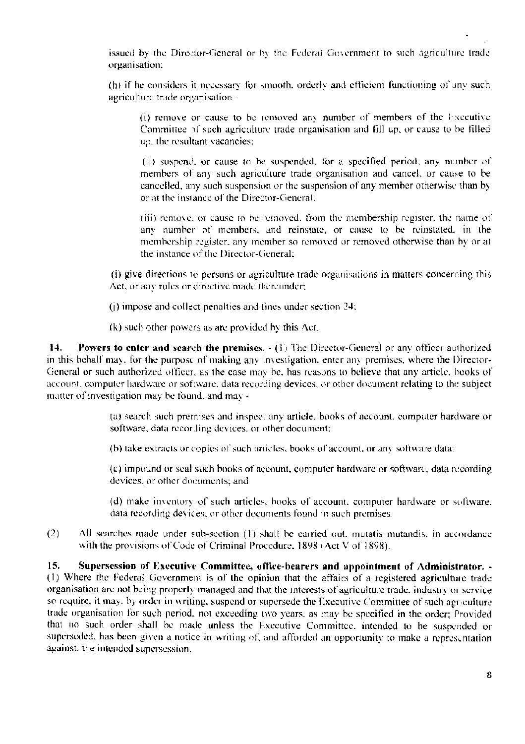issued by the Director-General or by the Federal Government to such agriculture trade organisation;

(h) if he considers it necessary for smooth, orderly and efficient functioning of any such agriculture trade organisation -

(i) remove or cause to be removed any number of members of the Executive Committee of such agriculture trade organisation and fill up, or cause to be filled up, the resultant vacancies;

(ii) suspend, or cause to be suspended, for a specified period, any number of members of any such agriculture trade organisation and cancel, or cause to be cancelled, any such suspension or the suspension of any member otherwise than by or at the instance of the Director-General;

(iii) remove, or cause to be removed, from the membership register, the name of any number of members, and reinstate, or cause to be reinstated, in the membership register, any member so removed or removed otherwise than by or at the instance of the Director-General;

(i) give directions to persons or agriculture trade organisations in matters concerning this Act, or any rules or directive made thereunder;

(j) impose and collect penalties and fines under section 24;

(k) such other powers as are provided by this Act.

**14. Powers to enter and search the premises.** - (1) The Director-General or any officer authorized in this behalf may, for the purpose of making any investigation, enter any premises, where the Director-General or such authorized officer, as the case may be, has reasons to believe that any article, books of account, computer hardware or software, data recording devices, or other document relating to the subject matter of investigation may be found, and may -

(a) search such premises and inspect any article, books of account, computer hardware or software, data recording devices, or other document;

(b) take extracts or copies of such articles, books of account, or any software data;

(c) impound or seal such books of account, computer hardware or software, data recording devices, or other documents; and

(d) make inventory of such articles, books of account, computer hardware or software, data recording devices, or other documents found in such premises.

(2) All searches made under sub-section (1) shall be carried out, mutatis mutandis, in accordance with the provisions of Code of Criminal Procedure, 1898 (Act V of 1898).

**15. Supersession of Executive Committee, office-bearers and appointment of Administrator.** - (1) Where the Federal Government is of the opinion that the affairs of a registered agriculture trade organisation are not being properly managed and that the interests of agriculture trade, industry or service so require, it may, by order in writing, suspend or supersede the Executive Committee of such agriculture trade organisation for such period, not exceeding two years, as may be specified in the order; Provided that no such order shall be made unless the Executive Committee, intended to be suspended or superseded, has been given a notice in writing of, and afforded an opportunity to make a representation against, the intended supersession.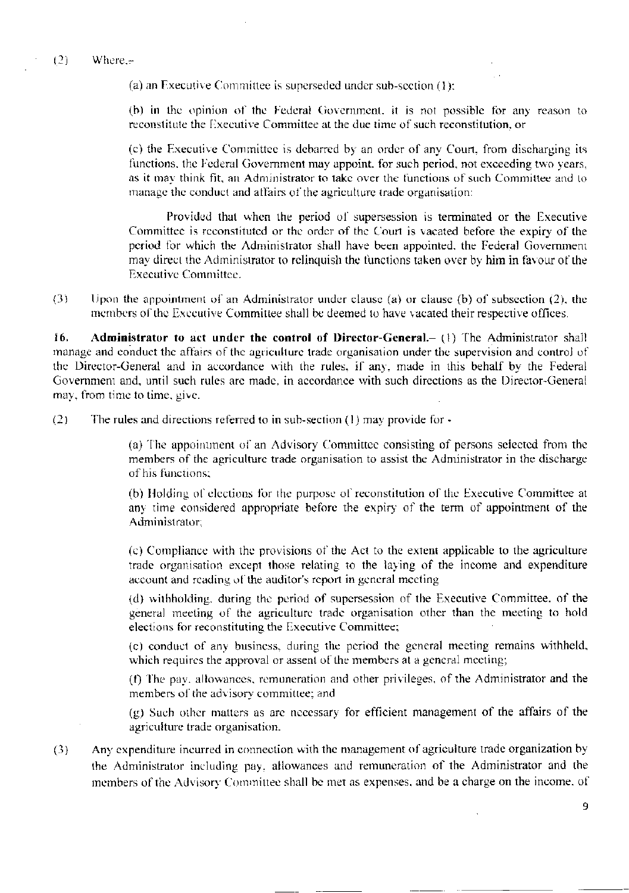(2) Where,–

(a) an Executive Committee is superseded under sub-section (1);

(b) in the opinion of the Federal Government, it is not possible for any reason to reconstitute the Executive Committee at the due time of such reconstitution, or

(c) the Executive Committee is debarred by an order of any Court, from discharging its functions, the Federal Government may appoint, for such period, not exceeding two years, as it may think fit, an Administrator to take over the functions of such Committee and to manage the conduct and affairs of the agriculture trade organisation:

Provided that when the period of supersession is terminated or the Executive Committee is reconstituted or the order of the Court is vacated before the expiry of the period for which the Administrator shall have been appointed, the Federal Government may direct the Administrator to relinquish the functions taken over by him in favour of the Executive Committee.

(3) Upon the appointment of an Administrator under clause (a) or clause (b) of subsection (2), the members of the Executive Committee shall be deemed to have vacated their respective offices.

**16. Administrator to act under the control of Director-General.**– (1) The Administrator shall manage and conduct the affairs of the agriculture trade organisation under the supervision and control of the Director-General and in accordance with the rules, if any, made in this behalf by the Federal Government and, until such rules are made, in accordance with such directions as the Director-General may, from time to time, give.

(2) The rules and directions referred to in sub-section (1) may provide for -

(a) The appointment of an Advisory Committee consisting of persons selected from the members of the agriculture trade organisation to assist the Administrator in the discharge of his functions;

(b) Holding of elections for the purpose of reconstitution of the Executive Committee at any time considered appropriate before the expiry of the term of appointment of the Administrator;

(c) Compliance with the provisions of the Act to the extent applicable to the agriculture trade organisation except those relating to the laying of the income and expenditure account and reading of the auditor's report in general meeting

(d) withholding, during the period of supersession of the Executive Committee, of the general meeting of the agriculture trade organisation other than the meeting to hold elections for reconstituting the Executive Committee;

(e) conduct of any business, during the period the general meeting remains withheld, which requires the approval or assent of the members at a general meeting;

(f) The pay, allowances, remuneration and other privileges, of the Administrator and the members of the advisory committee; and

(g) Such other matters as are necessary for efficient management of the affairs of the agriculture trade organisation.

(3) Any expenditure incurred in connection with the management of agriculture trade organization by the Administrator including pay, allowances and remuneration of the Administrator and the members of the Advisory Committee shall be met as expenses, and be a charge on the income, of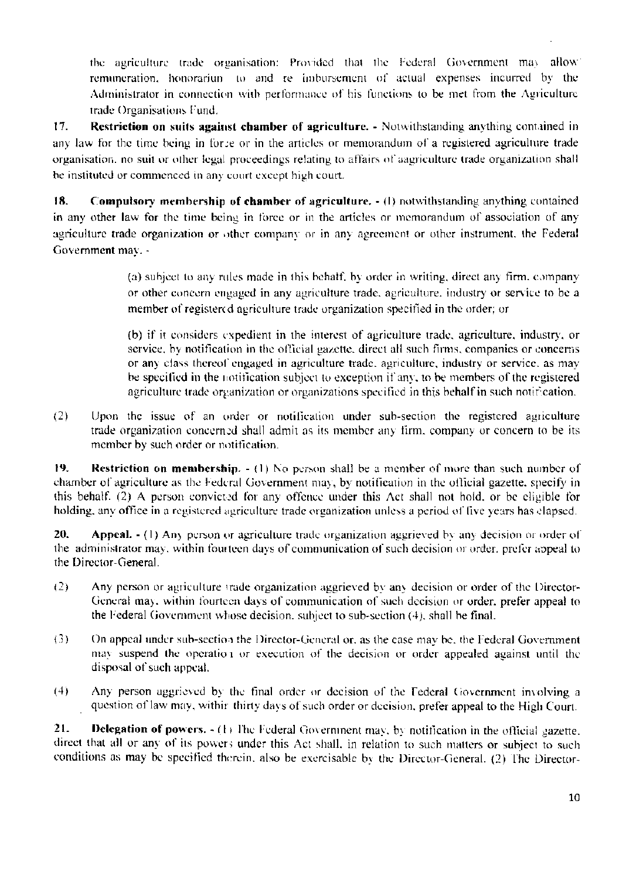the agriculture trade organisation: Provided that the Federal Government may allow remuneration, honorariun to and re imbursement of actual expenses incurred by the Administrator in connection with performance of his functions to be met from the Agriculture trade Organisations Fund.

**17. Restriction on suits against chamber of agriculture.** - Notwithstanding anything contained in any law for the time being in force or in the articles or memorandum of a registered agriculture trade organisation, no suit or other legal proceedings relating to affairs of aagriculture trade organization shall be instituted or commenced in any court except high court.

**18. Compulsory membership of chamber of agriculture.** - (1) notwithstanding anything contained in any other law for the time being in force or in the articles or memorandum of association of any agriculture trade organization or other company or in any agreement or other instrument, the Federal Government may, -

> (a) subject to any rules made in this behalf, by order in writing, direct any firm, company or other concern engaged in any agriculture trade, agriculture, industry or service to be a member of registered agriculture trade organization specified in the order; or
>
> (b) if it considers expedient in the interest of agriculture trade, agriculture, industry, or service, by notification in the official gazette, direct all such firms, companies or concerns or any class thereof engaged in agriculture trade, agriculture, industry or service, as may be specified in the notification subject to exception if any, to be members of the registered agriculture trade organization or organizations specified in this behalf in such notification.

(2) Upon the issue of an order or notification under sub-section the registered agriculture trade organization concerned shall admit as its member any firm, company or concern to be its member by such order or notification.

**19. Restriction on membership.** - (1) No person shall be a member of more than such number of chamber of agriculture as the Federal Government may, by notification in the official gazette, specify in this behalf. (2) A person convicted for any offence under this Act shall not hold, or be eligible for holding, any office in a registered agriculture trade organization unless a period of five years has elapsed.

**20. Appeal.** - (1) Any person or agriculture trade organization aggrieved by any decision or order of the administrator may, within fourteen days of communication of such decision or order, prefer appeal to the Director-General.

(2) Any person or agriculture trade organization aggrieved by any decision or order of the Director-General may, within fourteen days of communication of such decision or order, prefer appeal to the Federal Government whose decision, subject to sub-section (4), shall be final.

(3) On appeal under sub-section the Director-General or, as the case may be, the Federal Government may suspend the operation or execution of the decision or order appealed against until the disposal of such appeal.

(4) Any person aggrieved by the final order or decision of the Federal Government involving a question of law may, within thirty days of such order or decision, prefer appeal to the High Court.

**21. Delegation of powers.** - (1) The Federal Government may, by notification in the official gazette, direct that all or any of its powers under this Act shall, in relation to such matters or subject to such conditions as may be specified therein, also be exercisable by the Director-General. (2) The Director-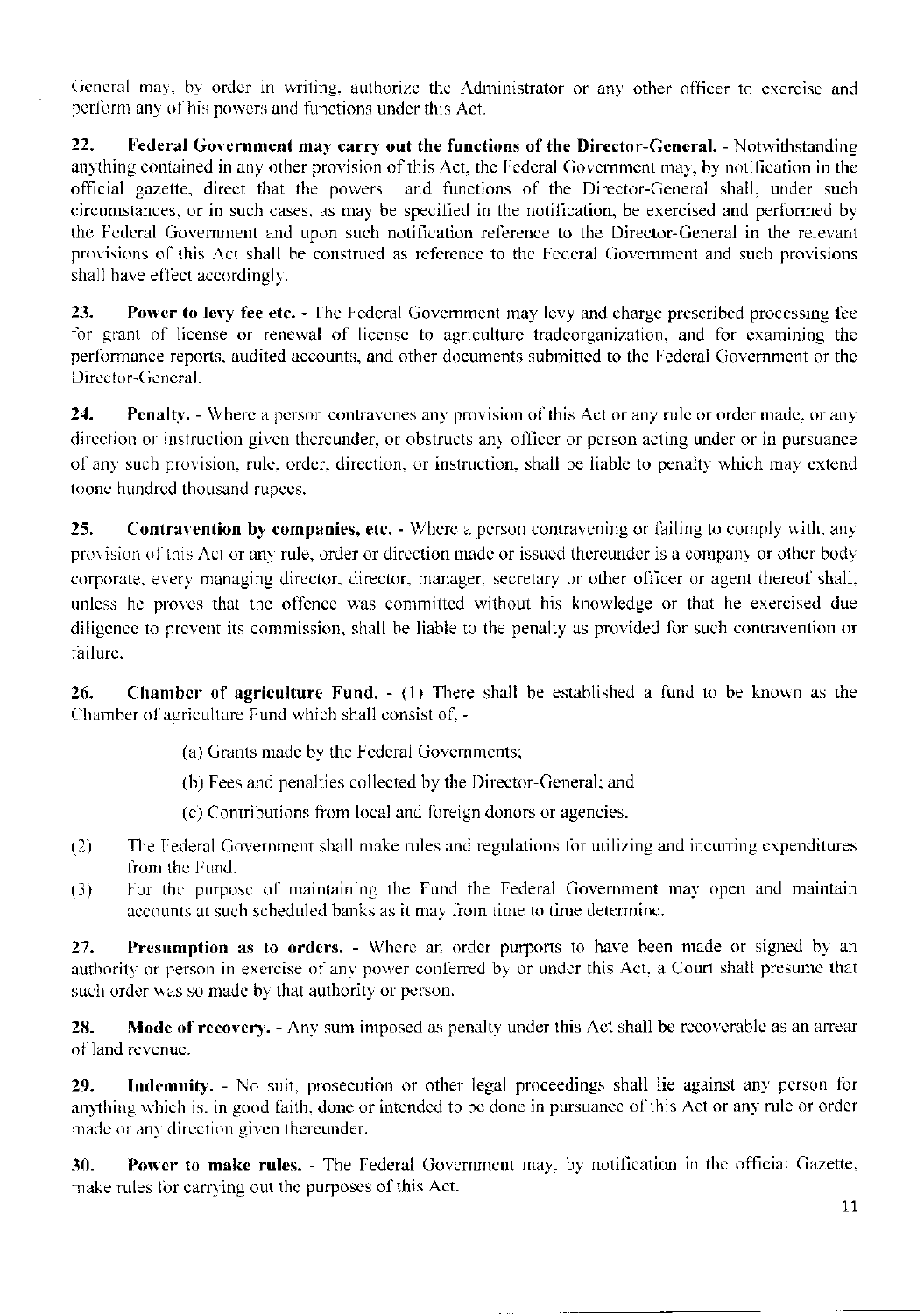General may, by order in writing, authorize the Administrator or any other officer to exercise and perform any of his powers and functions under this Act.

**22. Federal Government may carry out the functions of the Director-General.** - Notwithstanding anything contained in any other provision of this Act, the Federal Government may, by notification in the official gazette, direct that the powers and functions of the Director-General shall, under such circumstances, or in such cases, as may be specified in the notification, be exercised and performed by the Federal Government and upon such notification reference to the Director-General in the relevant provisions of this Act shall be construed as reference to the Federal Government and such provisions shall have effect accordingly.

**23. Power to levy fee etc.** - The Federal Government may levy and charge prescribed processing fee for grant of license or renewal of license to agriculture tradeorganization, and for examining the performance reports, audited accounts, and other documents submitted to the Federal Government or the Director-General.

**24. Penalty.** - Where a person contravenes any provision of this Act or any rule or order made, or any direction or instruction given thereunder, or obstructs any officer or person acting under or in pursuance of any such provision, rule, order, direction, or instruction, shall be liable to penalty which may extend toone hundred thousand rupees.

**25. Contravention by companies, etc.** - Where a person contravening or failing to comply with, any provision of this Act or any rule, order or direction made or issued thereunder is a company or other body corporate, every managing director, director, manager, secretary or other officer or agent thereof shall, unless he proves that the offence was committed without his knowledge or that he exercised due diligence to prevent its commission, shall be liable to the penalty as provided for such contravention or failure.

**26. Chamber of agriculture Fund.** - (1) There shall be established a fund to be known as the Chamber of agriculture Fund which shall consist of, -

(a) Grants made by the Federal Governments;

(b) Fees and penalties collected by the Director-General; and

(c) Contributions from local and foreign donors or agencies.

(2) The Federal Government shall make rules and regulations for utilizing and incurring expenditures from the Fund.

(3) For the purpose of maintaining the Fund the Federal Government may open and maintain accounts at such scheduled banks as it may from time to time determine.

**27. Presumption as to orders.** - Where an order purports to have been made or signed by an authority or person in exercise of any power conferred by or under this Act, a Court shall presume that such order was so made by that authority or person.

**28. Mode of recovery.** - Any sum imposed as penalty under this Act shall be recoverable as an arrear of land revenue.

**29. Indemnity.** - No suit, prosecution or other legal proceedings shall lie against any person for anything which is, in good faith, done or intended to be done in pursuance of this Act or any rule or order made or any direction given thereunder.

**30. Power to make rules.** - The Federal Government may, by notification in the official Gazette, make rules for carrying out the purposes of this Act.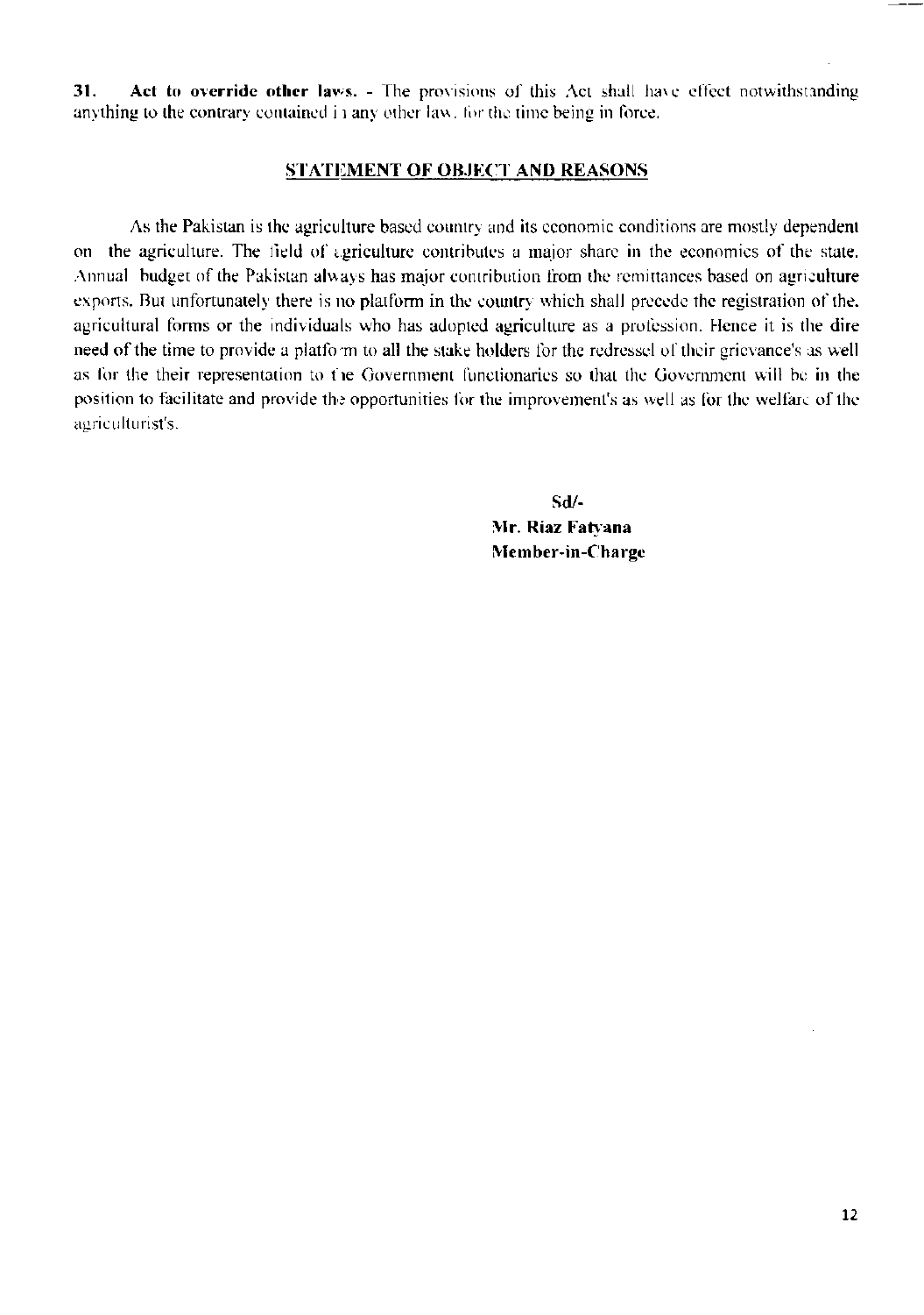**31. Act to override other laws.** - The provisions of this Act shall have effect notwithstanding anything to the contrary contained in any other law, for the time being in force.

## STATEMENT OF OBJECT AND REASONS

As the Pakistan is the agriculture based country and its economic conditions are mostly dependent on the agriculture. The field of agriculture contributes a major share in the economics of the state. Annual budget of the Pakistan always has major contribution from the remittances based on agriculture exports. But unfortunately there is no platform in the country which shall precede the registration of the agricultural forms or the individuals who has adopted agriculture as a profession. Hence it is the dire need of the time to provide a platform to all the stake holders for the redressel of their grievance's as well as for the their representation to the Government functionaries so that the Government will be in the position to facilitate and provide the opportunities for the improvement's as well as for the welfare of the agriculturist's.

**Sd/-**
**Mr. Riaz Fatyana**
**Member-in-Charge**